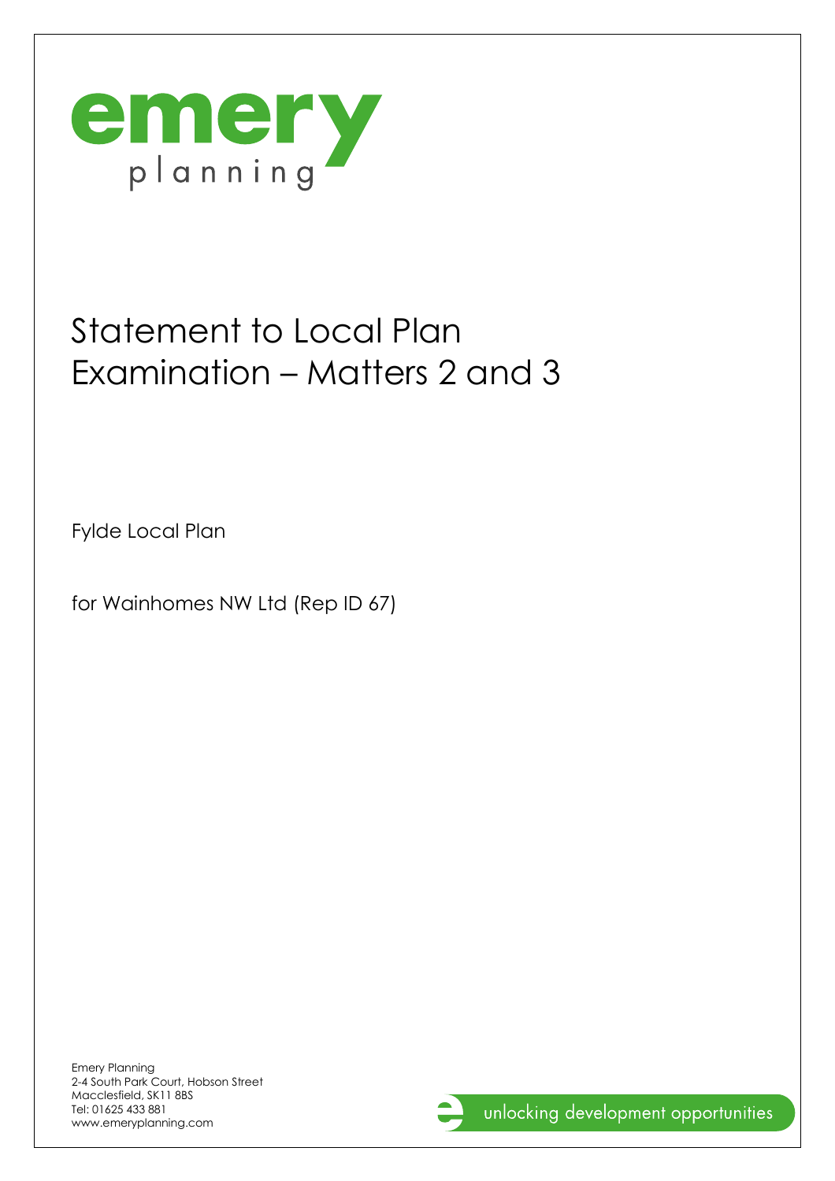emery planning

# Statement to Local Plan Examination – Matters 2 and 3

Fylde Local Plan

for Wainhomes NW Ltd (Rep ID 67)

Emery Planning
2-4 South Park Court, Hobson Street
Macclesfield, SK11 8BS
Tel: 01625 433 881
www.emeryplanning.com

unlocking development opportunities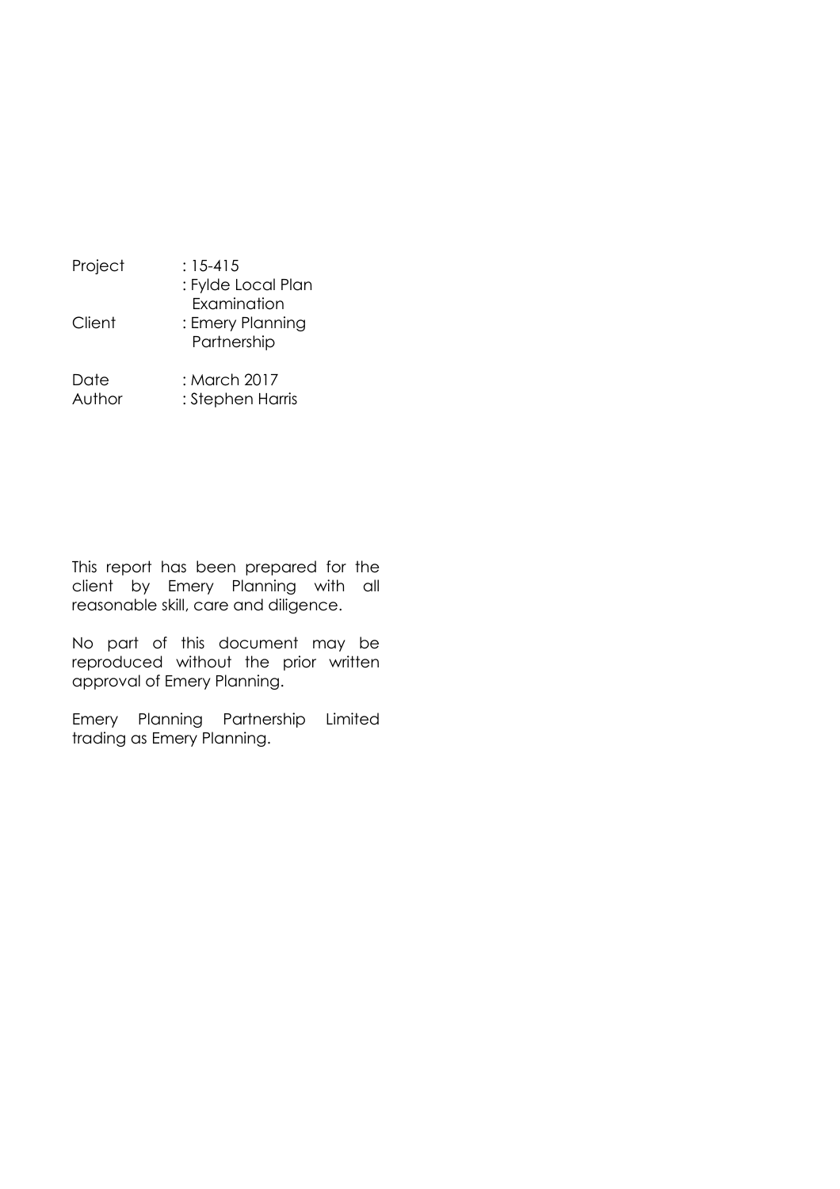| | |
| --- | --- |
| Project | : 15-415 |
| | : Fylde Local Plan Examination |
| Client | : Emery Planning Partnership |
| Date | : March 2017 |
| Author | : Stephen Harris |

This report has been prepared for the client by Emery Planning with all reasonable skill, care and diligence.

No part of this document may be reproduced without the prior written approval of Emery Planning.

Emery Planning Partnership Limited trading as Emery Planning.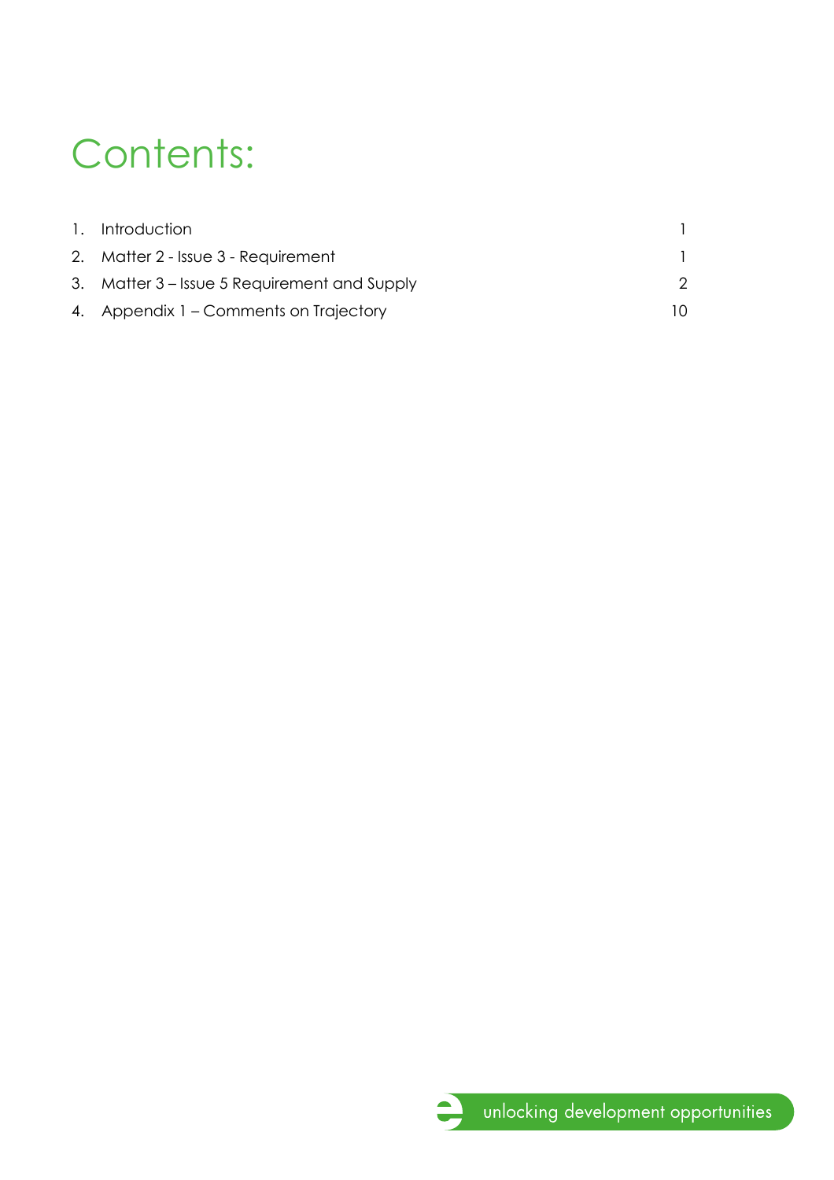# Contents:

| | | |
|---|---|---|
| 1. | Introduction | 1 |
| 2. | Matter 2 - Issue 3 - Requirement | 1 |
| 3. | Matter 3 – Issue 5 Requirement and Supply | 2 |
| 4. | Appendix 1 – Comments on Trajectory | 10 |

unlocking development opportunities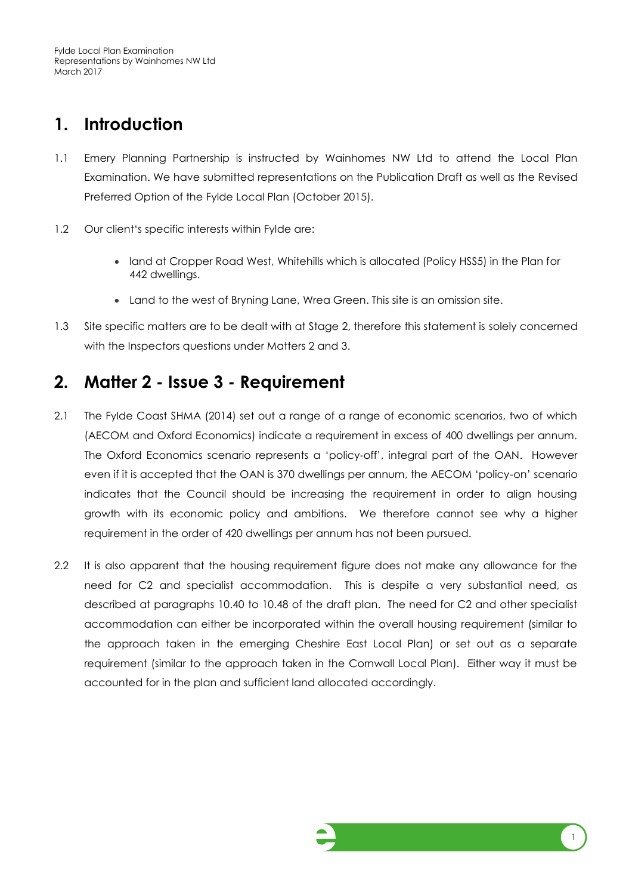# 1. Introduction

1.1 Emery Planning Partnership is instructed by Wainhomes NW Ltd to attend the Local Plan Examination. We have submitted representations on the Publication Draft as well as the Revised Preferred Option of the Fylde Local Plan (October 2015).

1.2 Our client's specific interests within Fylde are:

- land at Cropper Road West, Whitehills which is allocated (Policy HSS5) in the Plan for 442 dwellings.
- Land to the west of Bryning Lane, Wrea Green. This site is an omission site.

1.3 Site specific matters are to be dealt with at Stage 2, therefore this statement is solely concerned with the Inspectors questions under Matters 2 and 3.

# 2. Matter 2 - Issue 3 - Requirement

2.1 The Fylde Coast SHMA (2014) set out a range of a range of economic scenarios, two of which (AECOM and Oxford Economics) indicate a requirement in excess of 400 dwellings per annum. The Oxford Economics scenario represents a 'policy-off', integral part of the OAN. However even if it is accepted that the OAN is 370 dwellings per annum, the AECOM 'policy-on' scenario indicates that the Council should be increasing the requirement in order to align housing growth with its economic policy and ambitions. We therefore cannot see why a higher requirement in the order of 420 dwellings per annum has not been pursued.

2.2 It is also apparent that the housing requirement figure does not make any allowance for the need for C2 and specialist accommodation. This is despite a very substantial need, as described at paragraphs 10.40 to 10.48 of the draft plan. The need for C2 and other specialist accommodation can either be incorporated within the overall housing requirement (similar to the approach taken in the emerging Cheshire East Local Plan) or set out as a separate requirement (similar to the approach taken in the Cornwall Local Plan). Either way it must be accounted for in the plan and sufficient land allocated accordingly.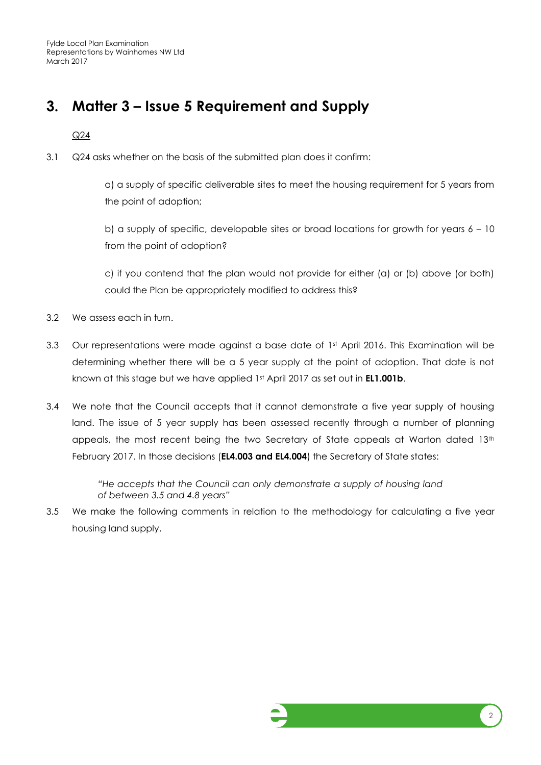# 3. Matter 3 – Issue 5 Requirement and Supply

Q24

3.1 Q24 asks whether on the basis of the submitted plan does it confirm:

> a) a supply of specific deliverable sites to meet the housing requirement for 5 years from the point of adoption;
>
> b) a supply of specific, developable sites or broad locations for growth for years 6 – 10 from the point of adoption?
>
> c) if you contend that the plan would not provide for either (a) or (b) above (or both) could the Plan be appropriately modified to address this?

3.2 We assess each in turn.

3.3 Our representations were made against a base date of 1st April 2016. This Examination will be determining whether there will be a 5 year supply at the point of adoption. That date is not known at this stage but we have applied 1st April 2017 as set out in **EL1.001b**.

3.4 We note that the Council accepts that it cannot demonstrate a five year supply of housing land. The issue of 5 year supply has been assessed recently through a number of planning appeals, the most recent being the two Secretary of State appeals at Warton dated 13th February 2017. In those decisions (**EL4.003 and EL4.004**) the Secretary of State states:

> *"He accepts that the Council can only demonstrate a supply of housing land of between 3.5 and 4.8 years"*

3.5 We make the following comments in relation to the methodology for calculating a five year housing land supply.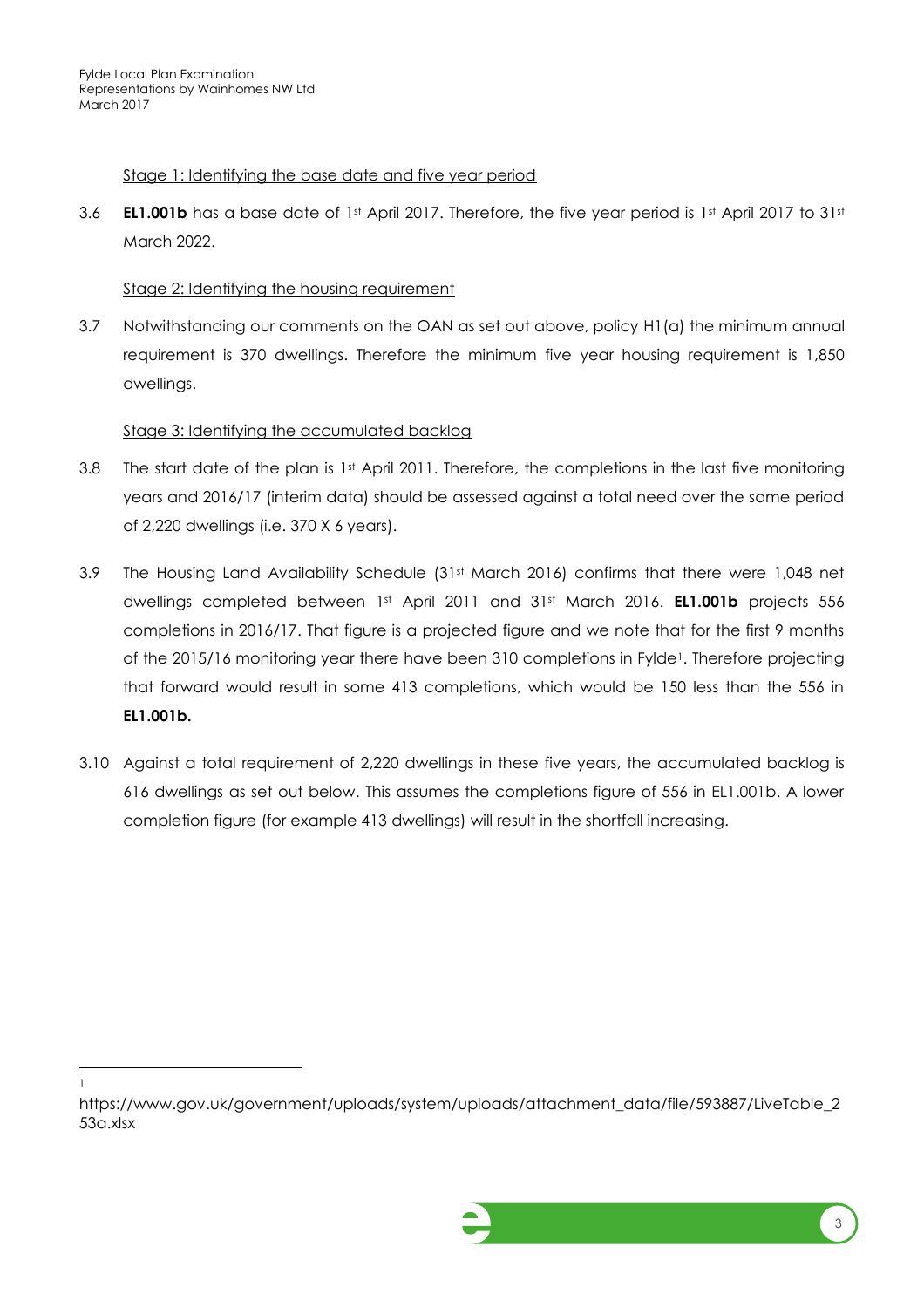Stage 1: Identifying the base date and five year period

3.6 **EL1.001b** has a base date of 1st April 2017. Therefore, the five year period is 1st April 2017 to 31st March 2022.

Stage 2: Identifying the housing requirement

3.7 Notwithstanding our comments on the OAN as set out above, policy H1(a) the minimum annual requirement is 370 dwellings. Therefore the minimum five year housing requirement is 1,850 dwellings.

Stage 3: Identifying the accumulated backlog

3.8 The start date of the plan is 1st April 2011. Therefore, the completions in the last five monitoring years and 2016/17 (interim data) should be assessed against a total need over the same period of 2,220 dwellings (i.e. 370 X 6 years).

3.9 The Housing Land Availability Schedule (31st March 2016) confirms that there were 1,048 net dwellings completed between 1st April 2011 and 31st March 2016. **EL1.001b** projects 556 completions in 2016/17. That figure is a projected figure and we note that for the first 9 months of the 2015/16 monitoring year there have been 310 completions in Fylde[1]. Therefore projecting that forward would result in some 413 completions, which would be 150 less than the 556 in **EL1.001b.**

3.10 Against a total requirement of 2,220 dwellings in these five years, the accumulated backlog is 616 dwellings as set out below. This assumes the completions figure of 556 in EL1.001b. A lower completion figure (for example 413 dwellings) will result in the shortfall increasing.

---

[1] https://www.gov.uk/government/uploads/system/uploads/attachment_data/file/593887/LiveTable_253a.xlsx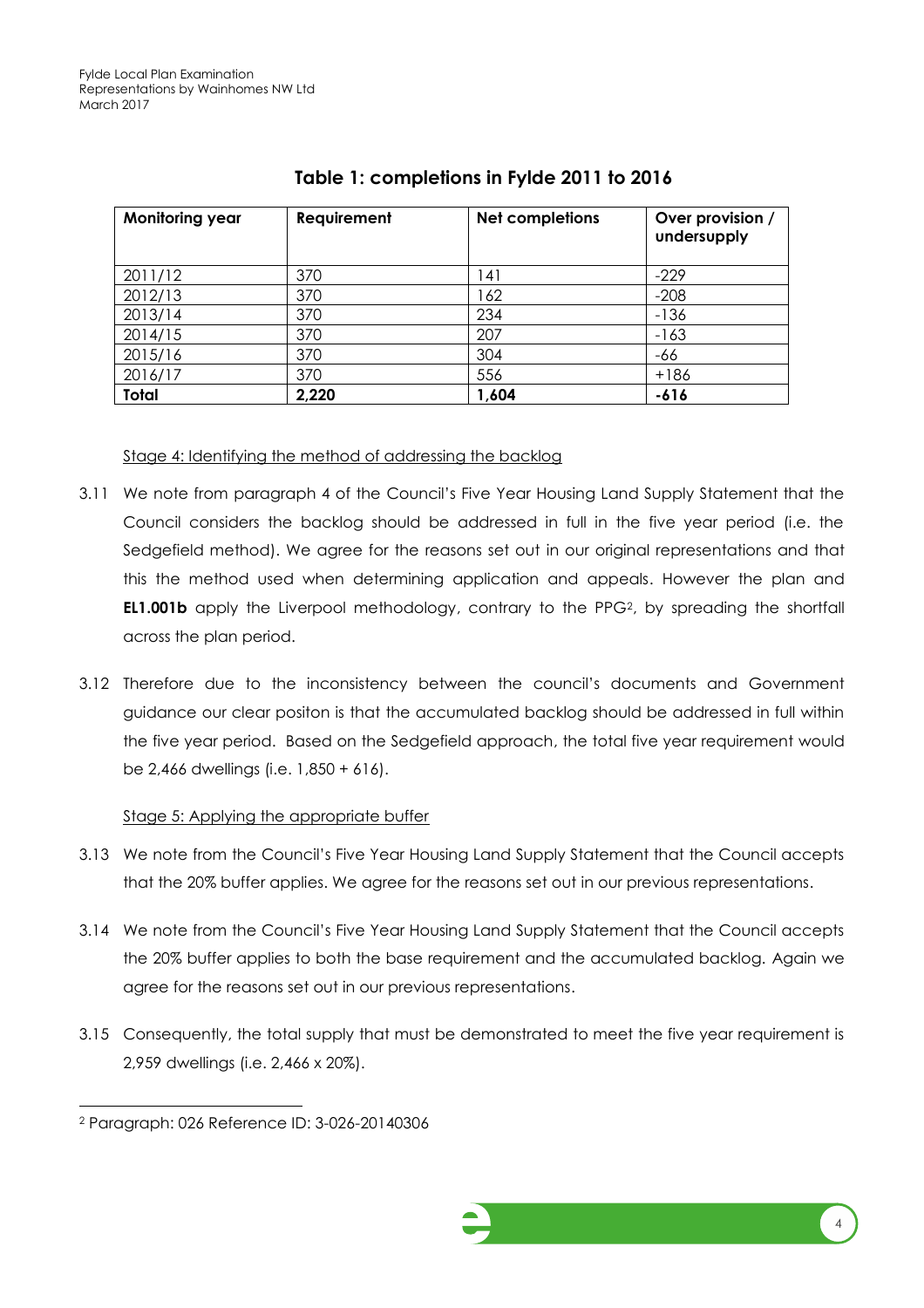## Table 1: completions in Fylde 2011 to 2016

| Monitoring year | Requirement | Net completions | Over provision / undersupply |
|---|---|---|---|
| 2011/12 | 370 | 141 | -229 |
| 2012/13 | 370 | 162 | -208 |
| 2013/14 | 370 | 234 | -136 |
| 2014/15 | 370 | 207 | -163 |
| 2015/16 | 370 | 304 | -66 |
| 2016/17 | 370 | 556 | +186 |
| **Total** | **2,220** | **1,604** | **-616** |

Stage 4: Identifying the method of addressing the backlog

3.11 We note from paragraph 4 of the Council's Five Year Housing Land Supply Statement that the Council considers the backlog should be addressed in full in the five year period (i.e. the Sedgefield method). We agree for the reasons set out in our original representations and that this the method used when determining application and appeals. However the plan and **EL1.001b** apply the Liverpool methodology, contrary to the PPG[2], by spreading the shortfall across the plan period.

3.12 Therefore due to the inconsistency between the council's documents and Government guidance our clear positon is that the accumulated backlog should be addressed in full within the five year period. Based on the Sedgefield approach, the total five year requirement would be 2,466 dwellings (i.e. 1,850 + 616).

Stage 5: Applying the appropriate buffer

3.13 We note from the Council's Five Year Housing Land Supply Statement that the Council accepts that the 20% buffer applies. We agree for the reasons set out in our previous representations.

3.14 We note from the Council's Five Year Housing Land Supply Statement that the Council accepts the 20% buffer applies to both the base requirement and the accumulated backlog. Again we agree for the reasons set out in our previous representations.

3.15 Consequently, the total supply that must be demonstrated to meet the five year requirement is 2,959 dwellings (i.e. 2,466 x 20%).

[2] Paragraph: 026 Reference ID: 3-026-20140306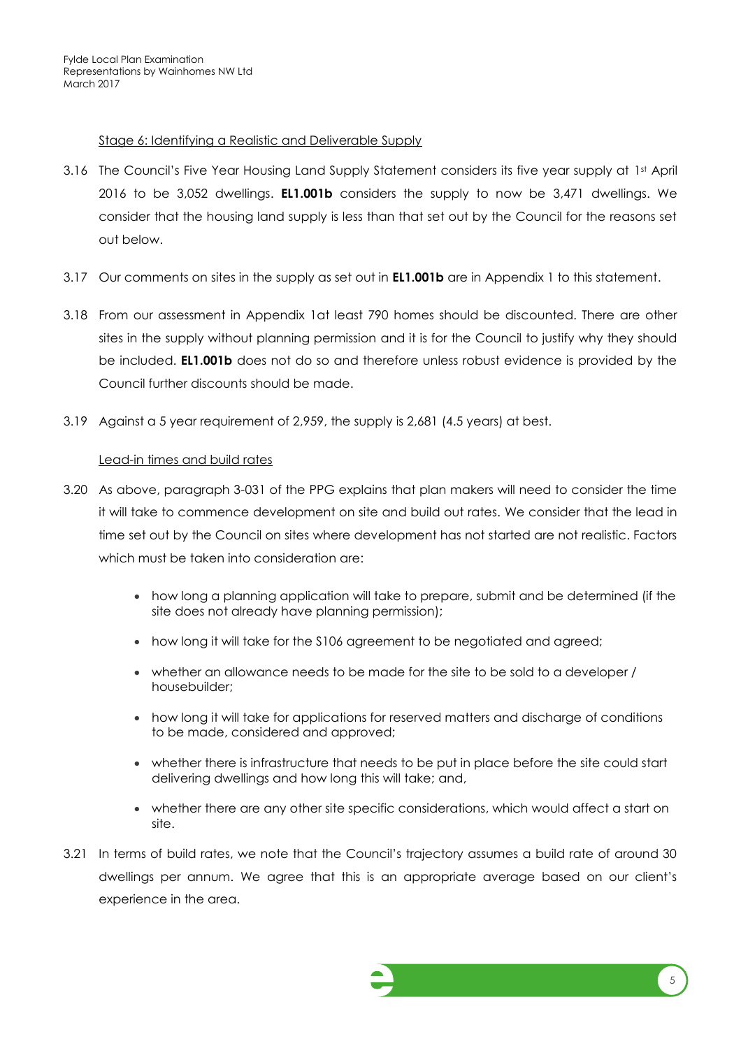Stage 6: Identifying a Realistic and Deliverable Supply

3.16 The Council's Five Year Housing Land Supply Statement considers its five year supply at 1st April 2016 to be 3,052 dwellings. **EL1.001b** considers the supply to now be 3,471 dwellings. We consider that the housing land supply is less than that set out by the Council for the reasons set out below.

3.17 Our comments on sites in the supply as set out in **EL1.001b** are in Appendix 1 to this statement.

3.18 From our assessment in Appendix 1at least 790 homes should be discounted. There are other sites in the supply without planning permission and it is for the Council to justify why they should be included. **EL1.001b** does not do so and therefore unless robust evidence is provided by the Council further discounts should be made.

3.19 Against a 5 year requirement of 2,959, the supply is 2,681 (4.5 years) at best.

Lead-in times and build rates

3.20 As above, paragraph 3-031 of the PPG explains that plan makers will need to consider the time it will take to commence development on site and build out rates. We consider that the lead in time set out by the Council on sites where development has not started are not realistic. Factors which must be taken into consideration are:

- how long a planning application will take to prepare, submit and be determined (if the site does not already have planning permission);
- how long it will take for the S106 agreement to be negotiated and agreed;
- whether an allowance needs to be made for the site to be sold to a developer / housebuilder;
- how long it will take for applications for reserved matters and discharge of conditions to be made, considered and approved;
- whether there is infrastructure that needs to be put in place before the site could start delivering dwellings and how long this will take; and,
- whether there are any other site specific considerations, which would affect a start on site.

3.21 In terms of build rates, we note that the Council's trajectory assumes a build rate of around 30 dwellings per annum. We agree that this is an appropriate average based on our client's experience in the area.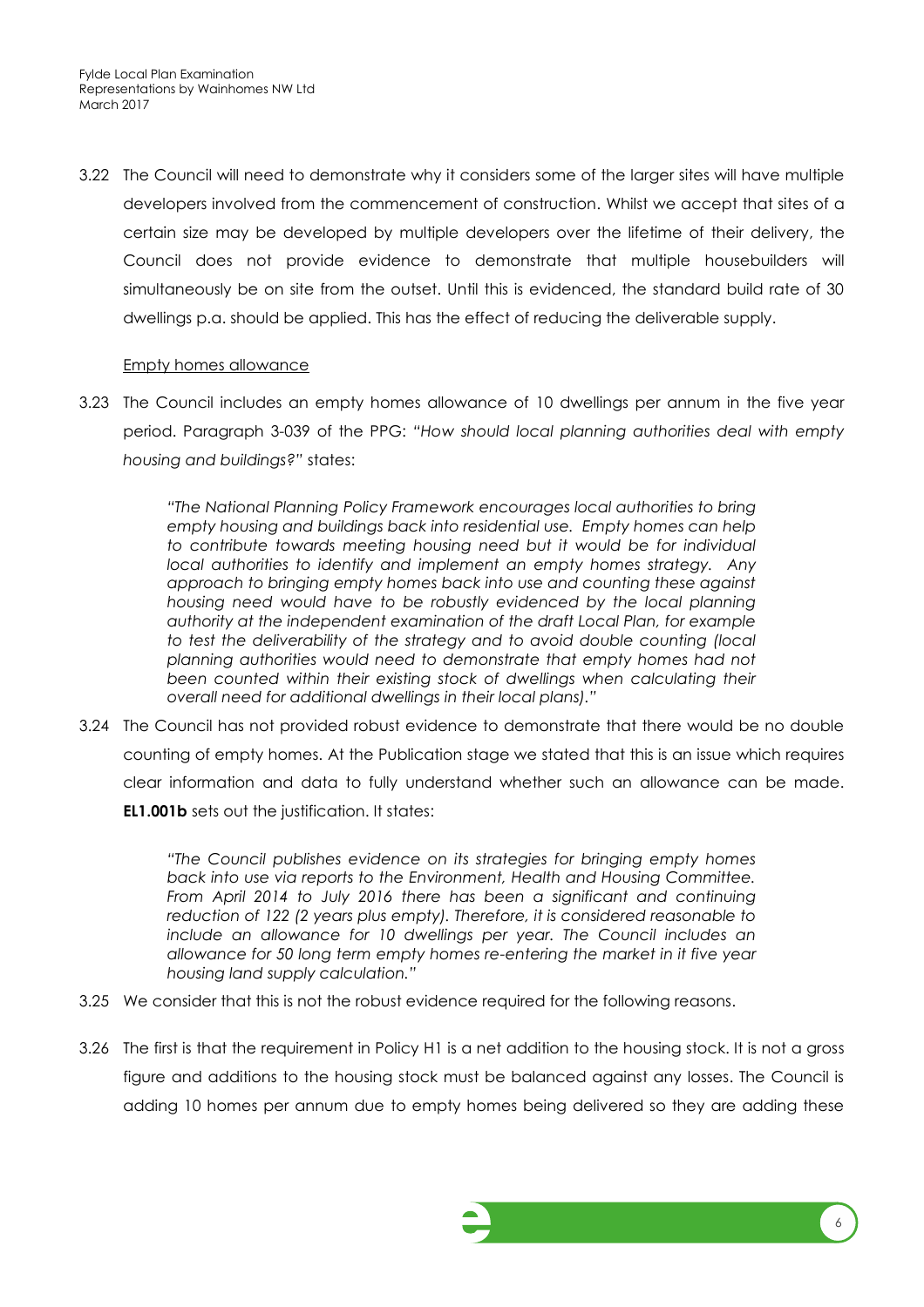3.22 The Council will need to demonstrate why it considers some of the larger sites will have multiple developers involved from the commencement of construction. Whilst we accept that sites of a certain size may be developed by multiple developers over the lifetime of their delivery, the Council does not provide evidence to demonstrate that multiple housebuilders will simultaneously be on site from the outset. Until this is evidenced, the standard build rate of 30 dwellings p.a. should be applied. This has the effect of reducing the deliverable supply.

Empty homes allowance

3.23 The Council includes an empty homes allowance of 10 dwellings per annum in the five year period. Paragraph 3-039 of the PPG: *"How should local planning authorities deal with empty housing and buildings?"* states:

> *"The National Planning Policy Framework encourages local authorities to bring empty housing and buildings back into residential use. Empty homes can help to contribute towards meeting housing need but it would be for individual local authorities to identify and implement an empty homes strategy. Any approach to bringing empty homes back into use and counting these against housing need would have to be robustly evidenced by the local planning authority at the independent examination of the draft Local Plan, for example to test the deliverability of the strategy and to avoid double counting (local planning authorities would need to demonstrate that empty homes had not been counted within their existing stock of dwellings when calculating their overall need for additional dwellings in their local plans)."*

3.24 The Council has not provided robust evidence to demonstrate that there would be no double counting of empty homes. At the Publication stage we stated that this is an issue which requires clear information and data to fully understand whether such an allowance can be made. **EL1.001b** sets out the justification. It states:

> *"The Council publishes evidence on its strategies for bringing empty homes back into use via reports to the Environment, Health and Housing Committee. From April 2014 to July 2016 there has been a significant and continuing reduction of 122 (2 years plus empty). Therefore, it is considered reasonable to include an allowance for 10 dwellings per year. The Council includes an allowance for 50 long term empty homes re-entering the market in it five year housing land supply calculation."*

3.25 We consider that this is not the robust evidence required for the following reasons.

3.26 The first is that the requirement in Policy H1 is a net addition to the housing stock. It is not a gross figure and additions to the housing stock must be balanced against any losses. The Council is adding 10 homes per annum due to empty homes being delivered so they are adding these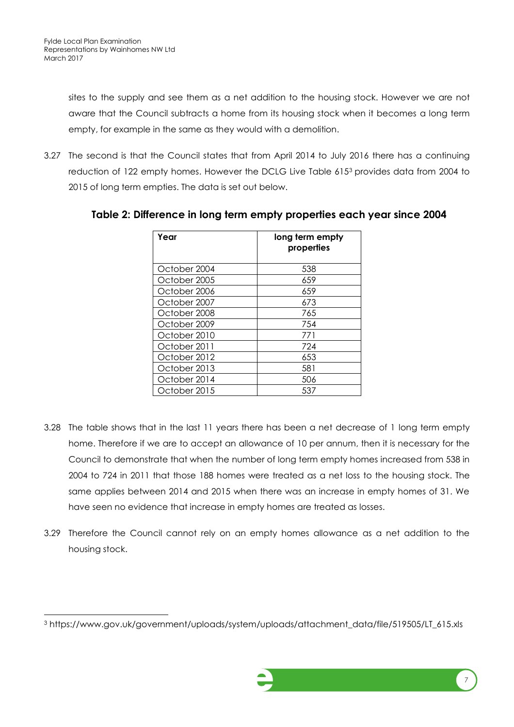sites to the supply and see them as a net addition to the housing stock. However we are not aware that the Council subtracts a home from its housing stock when it becomes a long term empty, for example in the same as they would with a demolition.

3.27 The second is that the Council states that from April 2014 to July 2016 there has a continuing reduction of 122 empty homes. However the DCLG Live Table 615[3] provides data from 2004 to 2015 of long term empties. The data is set out below.

**Table 2: Difference in long term empty properties each year since 2004**

| Year | long term empty properties |
|---|---|
| October 2004 | 538 |
| October 2005 | 659 |
| October 2006 | 659 |
| October 2007 | 673 |
| October 2008 | 765 |
| October 2009 | 754 |
| October 2010 | 771 |
| October 2011 | 724 |
| October 2012 | 653 |
| October 2013 | 581 |
| October 2014 | 506 |
| October 2015 | 537 |

3.28 The table shows that in the last 11 years there has been a net decrease of 1 long term empty home. Therefore if we are to accept an allowance of 10 per annum, then it is necessary for the Council to demonstrate that when the number of long term empty homes increased from 538 in 2004 to 724 in 2011 that those 188 homes were treated as a net loss to the housing stock. The same applies between 2014 and 2015 when there was an increase in empty homes of 31. We have seen no evidence that increase in empty homes are treated as losses.

3.29 Therefore the Council cannot rely on an empty homes allowance as a net addition to the housing stock.

[3] https://www.gov.uk/government/uploads/system/uploads/attachment_data/file/519505/LT_615.xls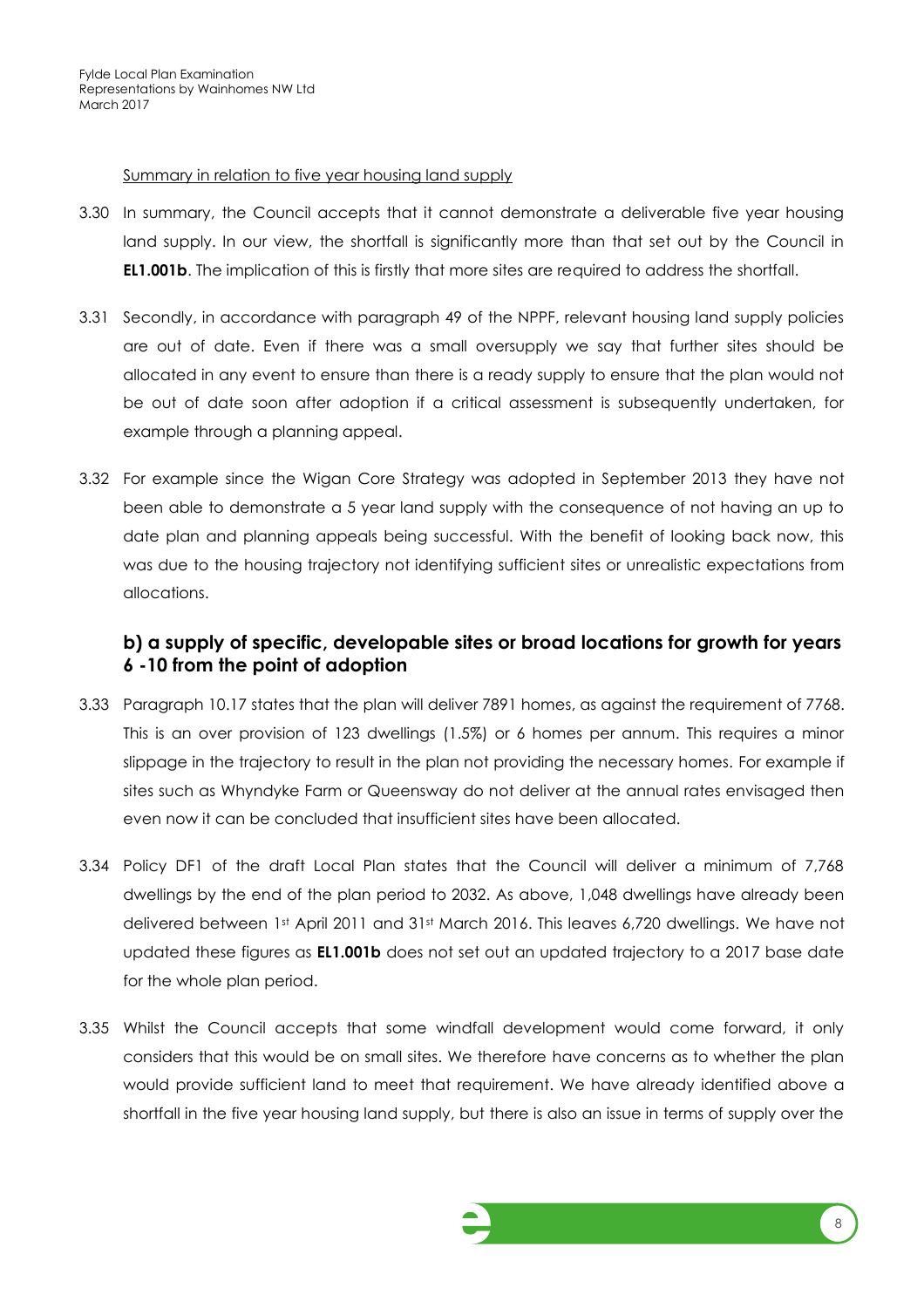Summary in relation to five year housing land supply

3.30 In summary, the Council accepts that it cannot demonstrate a deliverable five year housing land supply. In our view, the shortfall is significantly more than that set out by the Council in **EL1.001b**. The implication of this is firstly that more sites are required to address the shortfall.

3.31 Secondly, in accordance with paragraph 49 of the NPPF, relevant housing land supply policies are out of date. Even if there was a small oversupply we say that further sites should be allocated in any event to ensure than there is a ready supply to ensure that the plan would not be out of date soon after adoption if a critical assessment is subsequently undertaken, for example through a planning appeal.

3.32 For example since the Wigan Core Strategy was adopted in September 2013 they have not been able to demonstrate a 5 year land supply with the consequence of not having an up to date plan and planning appeals being successful. With the benefit of looking back now, this was due to the housing trajectory not identifying sufficient sites or unrealistic expectations from allocations.

### b) a supply of specific, developable sites or broad locations for growth for years 6 -10 from the point of adoption

3.33 Paragraph 10.17 states that the plan will deliver 7891 homes, as against the requirement of 7768. This is an over provision of 123 dwellings (1.5%) or 6 homes per annum. This requires a minor slippage in the trajectory to result in the plan not providing the necessary homes. For example if sites such as Whyndyke Farm or Queensway do not deliver at the annual rates envisaged then even now it can be concluded that insufficient sites have been allocated.

3.34 Policy DF1 of the draft Local Plan states that the Council will deliver a minimum of 7,768 dwellings by the end of the plan period to 2032. As above, 1,048 dwellings have already been delivered between 1st April 2011 and 31st March 2016. This leaves 6,720 dwellings. We have not updated these figures as **EL1.001b** does not set out an updated trajectory to a 2017 base date for the whole plan period.

3.35 Whilst the Council accepts that some windfall development would come forward, it only considers that this would be on small sites. We therefore have concerns as to whether the plan would provide sufficient land to meet that requirement. We have already identified above a shortfall in the five year housing land supply, but there is also an issue in terms of supply over the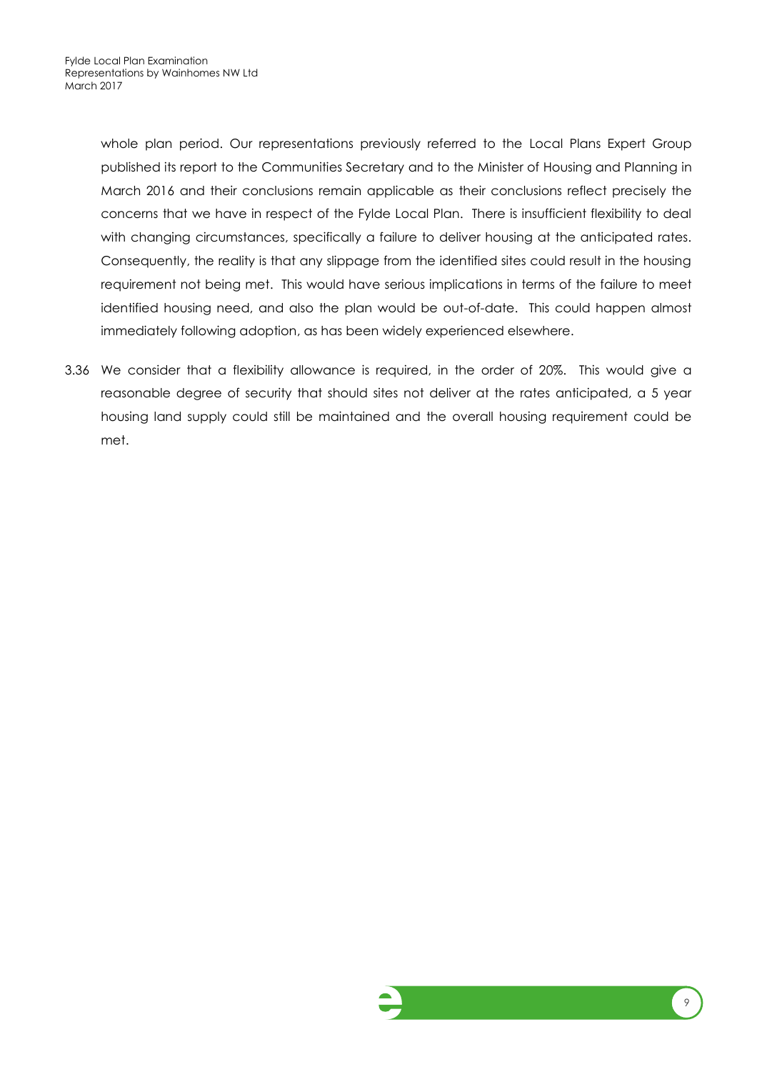whole plan period. Our representations previously referred to the Local Plans Expert Group published its report to the Communities Secretary and to the Minister of Housing and Planning in March 2016 and their conclusions remain applicable as their conclusions reflect precisely the concerns that we have in respect of the Fylde Local Plan. There is insufficient flexibility to deal with changing circumstances, specifically a failure to deliver housing at the anticipated rates. Consequently, the reality is that any slippage from the identified sites could result in the housing requirement not being met. This would have serious implications in terms of the failure to meet identified housing need, and also the plan would be out-of-date. This could happen almost immediately following adoption, as has been widely experienced elsewhere.

3.36 We consider that a flexibility allowance is required, in the order of 20%. This would give a reasonable degree of security that should sites not deliver at the rates anticipated, a 5 year housing land supply could still be maintained and the overall housing requirement could be met.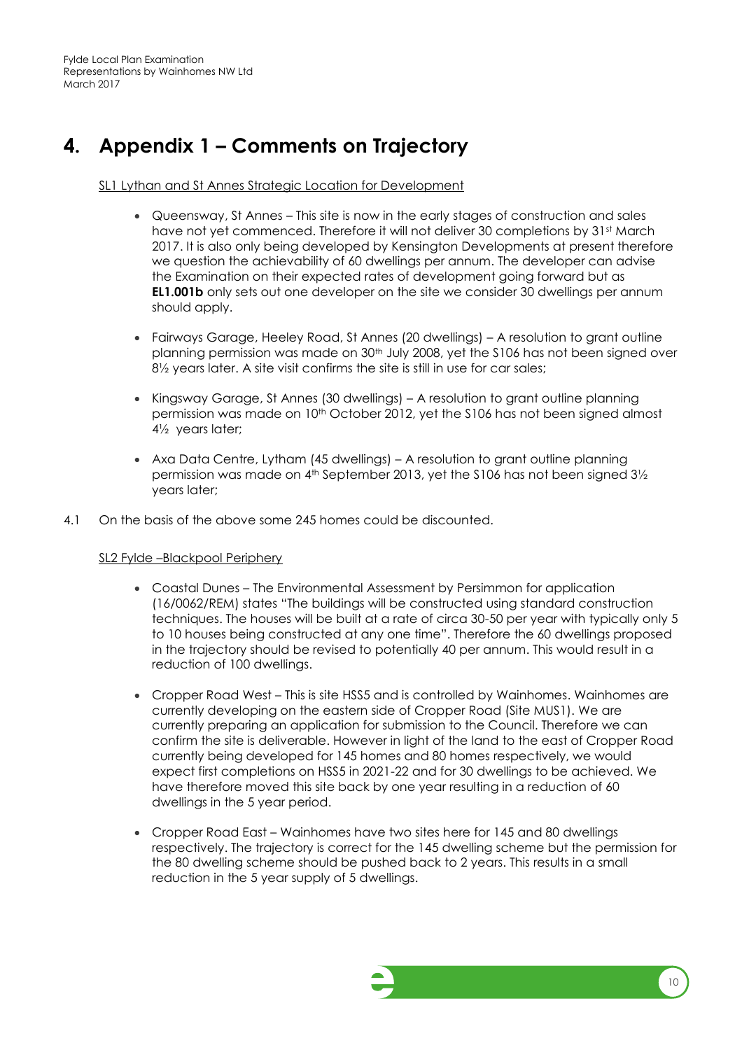# 4. Appendix 1 – Comments on Trajectory

SL1 Lythan and St Annes Strategic Location for Development

- Queensway, St Annes – This site is now in the early stages of construction and sales have not yet commenced. Therefore it will not deliver 30 completions by 31st March 2017. It is also only being developed by Kensington Developments at present therefore we question the achievability of 60 dwellings per annum. The developer can advise the Examination on their expected rates of development going forward but as **EL1.001b** only sets out one developer on the site we consider 30 dwellings per annum should apply.
- Fairways Garage, Heeley Road, St Annes (20 dwellings) – A resolution to grant outline planning permission was made on 30th July 2008, yet the S106 has not been signed over 8½ years later. A site visit confirms the site is still in use for car sales;
- Kingsway Garage, St Annes (30 dwellings) – A resolution to grant outline planning permission was made on 10th October 2012, yet the S106 has not been signed almost 4½ years later;
- Axa Data Centre, Lytham (45 dwellings) – A resolution to grant outline planning permission was made on 4th September 2013, yet the S106 has not been signed 3½ years later;

4.1 On the basis of the above some 245 homes could be discounted.

SL2 Fylde –Blackpool Periphery

- Coastal Dunes – The Environmental Assessment by Persimmon for application (16/0062/REM) states "The buildings will be constructed using standard construction techniques. The houses will be built at a rate of circa 30-50 per year with typically only 5 to 10 houses being constructed at any one time". Therefore the 60 dwellings proposed in the trajectory should be revised to potentially 40 per annum. This would result in a reduction of 100 dwellings.
- Cropper Road West – This is site HSS5 and is controlled by Wainhomes. Wainhomes are currently developing on the eastern side of Cropper Road (Site MUS1). We are currently preparing an application for submission to the Council. Therefore we can confirm the site is deliverable. However in light of the land to the east of Cropper Road currently being developed for 145 homes and 80 homes respectively, we would expect first completions on HSS5 in 2021-22 and for 30 dwellings to be achieved. We have therefore moved this site back by one year resulting in a reduction of 60 dwellings in the 5 year period.
- Cropper Road East – Wainhomes have two sites here for 145 and 80 dwellings respectively. The trajectory is correct for the 145 dwelling scheme but the permission for the 80 dwelling scheme should be pushed back to 2 years. This results in a small reduction in the 5 year supply of 5 dwellings.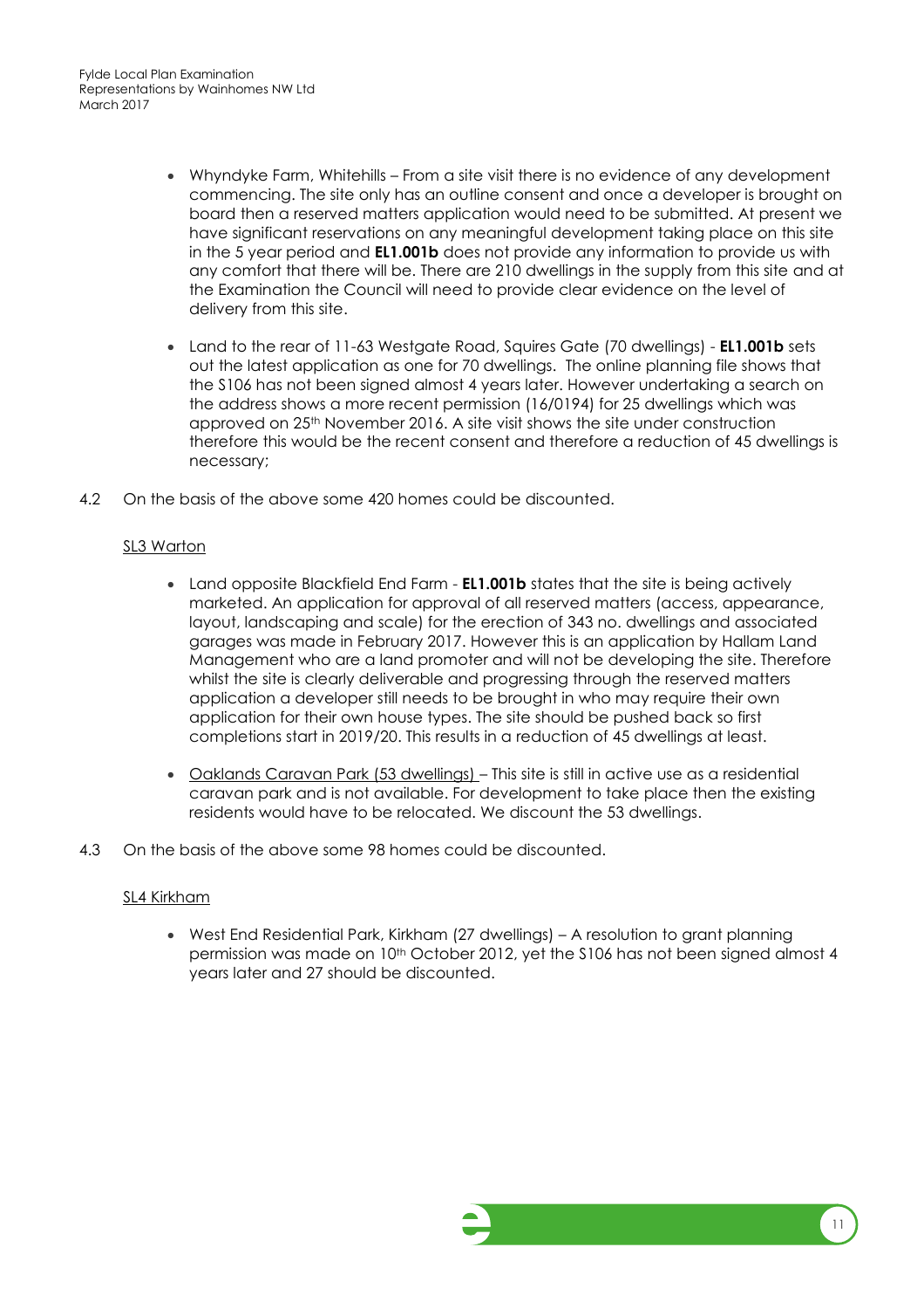- Whyndyke Farm, Whitehills – From a site visit there is no evidence of any development commencing. The site only has an outline consent and once a developer is brought on board then a reserved matters application would need to be submitted. At present we have significant reservations on any meaningful development taking place on this site in the 5 year period and **EL1.001b** does not provide any information to provide us with any comfort that there will be. There are 210 dwellings in the supply from this site and at the Examination the Council will need to provide clear evidence on the level of delivery from this site.

- Land to the rear of 11-63 Westgate Road, Squires Gate (70 dwellings) - **EL1.001b** sets out the latest application as one for 70 dwellings. The online planning file shows that the S106 has not been signed almost 4 years later. However undertaking a search on the address shows a more recent permission (16/0194) for 25 dwellings which was approved on 25th November 2016. A site visit shows the site under construction therefore this would be the recent consent and therefore a reduction of 45 dwellings is necessary;

4.2 On the basis of the above some 420 homes could be discounted.

<u>SL3 Warton</u>

- Land opposite Blackfield End Farm - **EL1.001b** states that the site is being actively marketed. An application for approval of all reserved matters (access, appearance, layout, landscaping and scale) for the erection of 343 no. dwellings and associated garages was made in February 2017. However this is an application by Hallam Land Management who are a land promoter and will not be developing the site. Therefore whilst the site is clearly deliverable and progressing through the reserved matters application a developer still needs to be brought in who may require their own application for their own house types. The site should be pushed back so first completions start in 2019/20. This results in a reduction of 45 dwellings at least.

- <u>Oaklands Caravan Park (53 dwellings)</u> – This site is still in active use as a residential caravan park and is not available. For development to take place then the existing residents would have to be relocated. We discount the 53 dwellings.

4.3 On the basis of the above some 98 homes could be discounted.

<u>SL4 Kirkham</u>

- West End Residential Park, Kirkham (27 dwellings) – A resolution to grant planning permission was made on 10th October 2012, yet the S106 has not been signed almost 4 years later and 27 should be discounted.